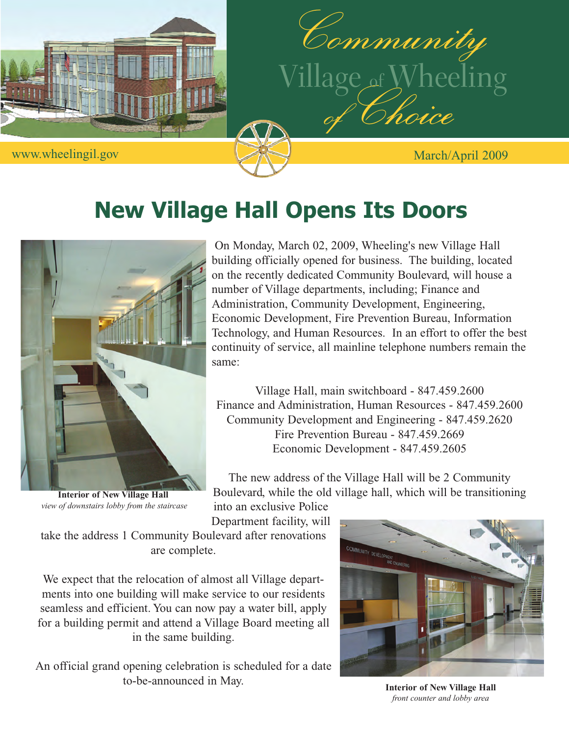# Community of Choice

## Village of Wheeling

www.wheelingil.gov

March/April 2009

# New Village Hall Opens Its Doors

On Monday, March 02, 2009, Wheeling's new Village Hall building officially opened for business. The building, located on the recently dedicated Community Boulevard, will house a number of Village departments, including; Finance and Administration, Community Development, Engineering, Economic Development, Fire Prevention Bureau, Information Technology, and Human Resources. In an effort to offer the best continuity of service, all mainline telephone numbers remain the same:

Village Hall, main switchboard - 847.459.2600
Finance and Administration, Human Resources - 847.459.2600
Community Development and Engineering - 847.459.2620
Fire Prevention Bureau - 847.459.2669
Economic Development - 847.459.2605

The new address of the Village Hall will be 2 Community Boulevard, while the old village hall, which will be transitioning into an exclusive Police Department facility, will take the address 1 Community Boulevard after renovations are complete.

We expect that the relocation of almost all Village departments into one building will make service to our residents seamless and efficient. You can now pay a water bill, apply for a building permit and attend a Village Board meeting all in the same building.

An official grand opening celebration is scheduled for a date to-be-announced in May.

**Interior of New Village Hall**
*view of downstairs lobby from the staircase*

**Interior of New Village Hall**
*front counter and lobby area*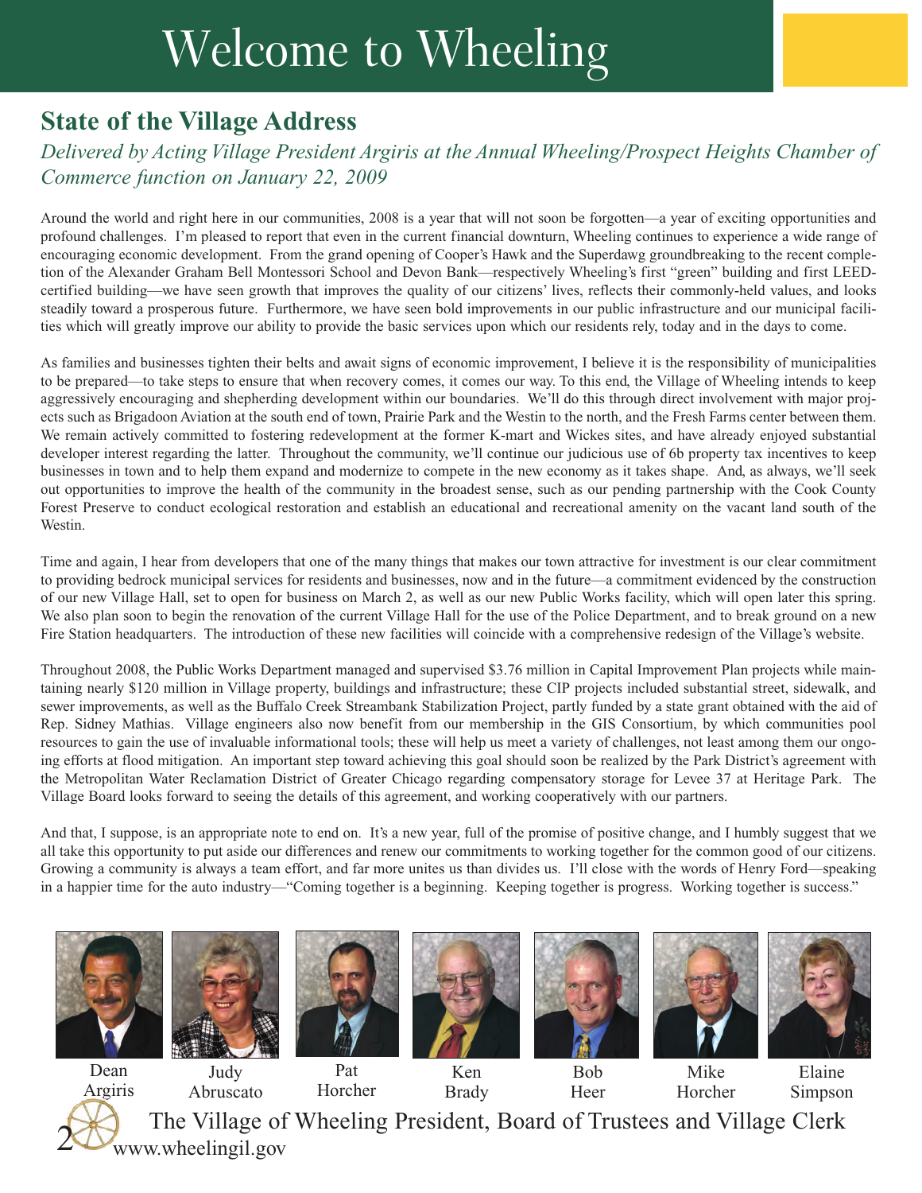# Welcome to Wheeling

## State of the Village Address

*Delivered by Acting Village President Argiris at the Annual Wheeling/Prospect Heights Chamber of Commerce function on January 22, 2009*

Around the world and right here in our communities, 2008 is a year that will not soon be forgotten—a year of exciting opportunities and profound challenges. I'm pleased to report that even in the current financial downturn, Wheeling continues to experience a wide range of encouraging economic development. From the grand opening of Cooper's Hawk and the Superdawg groundbreaking to the recent completion of the Alexander Graham Bell Montessori School and Devon Bank—respectively Wheeling's first "green" building and first LEED-certified building—we have seen growth that improves the quality of our citizens' lives, reflects their commonly-held values, and looks steadily toward a prosperous future. Furthermore, we have seen bold improvements in our public infrastructure and our municipal facilities which will greatly improve our ability to provide the basic services upon which our residents rely, today and in the days to come.

As families and businesses tighten their belts and await signs of economic improvement, I believe it is the responsibility of municipalities to be prepared—to take steps to ensure that when recovery comes, it comes our way. To this end, the Village of Wheeling intends to keep aggressively encouraging and shepherding development within our boundaries. We'll do this through direct involvement with major projects such as Brigadoon Aviation at the south end of town, Prairie Park and the Westin to the north, and the Fresh Farms center between them. We remain actively committed to fostering redevelopment at the former K-mart and Wickes sites, and have already enjoyed substantial developer interest regarding the latter. Throughout the community, we'll continue our judicious use of 6b property tax incentives to keep businesses in town and to help them expand and modernize to compete in the new economy as it takes shape. And, as always, we'll seek out opportunities to improve the health of the community in the broadest sense, such as our pending partnership with the Cook County Forest Preserve to conduct ecological restoration and establish an educational and recreational amenity on the vacant land south of the Westin.

Time and again, I hear from developers that one of the many things that makes our town attractive for investment is our clear commitment to providing bedrock municipal services for residents and businesses, now and in the future—a commitment evidenced by the construction of our new Village Hall, set to open for business on March 2, as well as our new Public Works facility, which will open later this spring. We also plan soon to begin the renovation of the current Village Hall for the use of the Police Department, and to break ground on a new Fire Station headquarters. The introduction of these new facilities will coincide with a comprehensive redesign of the Village's website.

Throughout 2008, the Public Works Department managed and supervised $3.76 million in Capital Improvement Plan projects while maintaining nearly $120 million in Village property, buildings and infrastructure; these CIP projects included substantial street, sidewalk, and sewer improvements, as well as the Buffalo Creek Streambank Stabilization Project, partly funded by a state grant obtained with the aid of Rep. Sidney Mathias. Village engineers also now benefit from our membership in the GIS Consortium, by which communities pool resources to gain the use of invaluable informational tools; these will help us meet a variety of challenges, not least among them our ongoing efforts at flood mitigation. An important step toward achieving this goal should soon be realized by the Park District's agreement with the Metropolitan Water Reclamation District of Greater Chicago regarding compensatory storage for Levee 37 at Heritage Park. The Village Board looks forward to seeing the details of this agreement, and working cooperatively with our partners.

And that, I suppose, is an appropriate note to end on. It's a new year, full of the promise of positive change, and I humbly suggest that we all take this opportunity to put aside our differences and renew our commitments to working together for the common good of our citizens. Growing a community is always a team effort, and far more unites us than divides us. I'll close with the words of Henry Ford—speaking in a happier time for the auto industry—"Coming together is a beginning. Keeping together is progress. Working together is success."

Dean Argiris | Judy Abruscato | Pat Horcher | Ken Brady | Bob Heer | Mike Horcher | Elaine Simpson

The Village of Wheeling President, Board of Trustees and Village Clerk

www.wheelingil.gov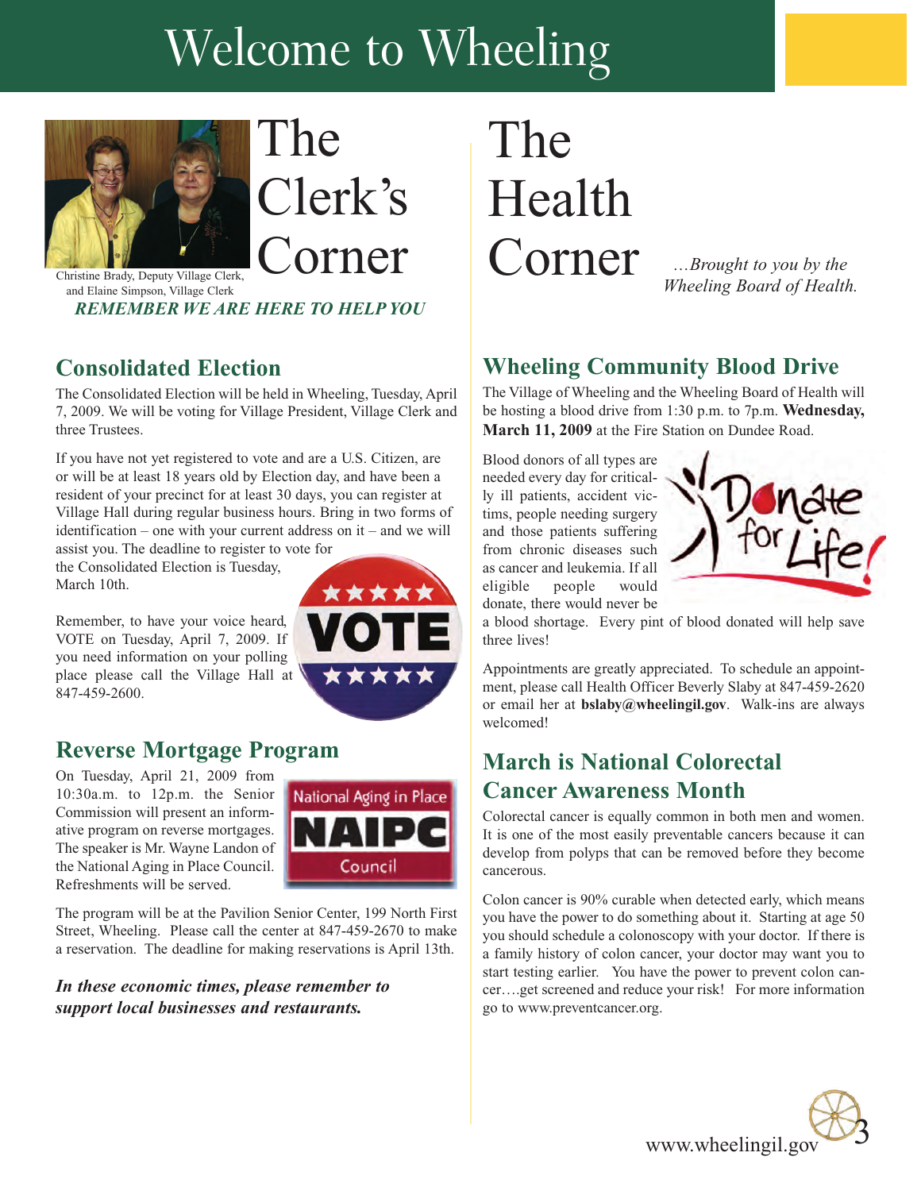# Welcome to Wheeling

## The Clerk's Corner

Christine Brady, Deputy Village Clerk, and Elaine Simpson, Village Clerk

***REMEMBER WE ARE HERE TO HELP YOU***

### Consolidated Election

The Consolidated Election will be held in Wheeling, Tuesday, April 7, 2009. We will be voting for Village President, Village Clerk and three Trustees.

If you have not yet registered to vote and are a U.S. Citizen, are or will be at least 18 years old by Election day, and have been a resident of your precinct for at least 30 days, you can register at Village Hall during regular business hours. Bring in two forms of identification – one with your current address on it – and we will assist you. The deadline to register to vote for the Consolidated Election is Tuesday, March 10th.

Remember, to have your voice heard, VOTE on Tuesday, April 7, 2009. If you need information on your polling place please call the Village Hall at 847-459-2600.

### Reverse Mortgage Program

On Tuesday, April 21, 2009 from 10:30a.m. to 12p.m. the Senior Commission will present an informative program on reverse mortgages. The speaker is Mr. Wayne Landon of the National Aging in Place Council. Refreshments will be served.

The program will be at the Pavilion Senior Center, 199 North First Street, Wheeling. Please call the center at 847-459-2670 to make a reservation. The deadline for making reservations is April 13th.

***In these economic times, please remember to support local businesses and restaurants.***

## The Health Corner

*…Brought to you by the Wheeling Board of Health.*

### Wheeling Community Blood Drive

The Village of Wheeling and the Wheeling Board of Health will be hosting a blood drive from 1:30 p.m. to 7p.m. **Wednesday, March 11, 2009** at the Fire Station on Dundee Road.

Blood donors of all types are needed every day for critically ill patients, accident victims, people needing surgery and those patients suffering from chronic diseases such as cancer and leukemia. If all eligible people would donate, there would never be a blood shortage. Every pint of blood donated will help save three lives!

Appointments are greatly appreciated. To schedule an appointment, please call Health Officer Beverly Slaby at 847-459-2620 or email her at **bslaby@wheelingil.gov**. Walk-ins are always welcomed!

### March is National Colorectal Cancer Awareness Month

Colorectal cancer is equally common in both men and women. It is one of the most easily preventable cancers because it can develop from polyps that can be removed before they become cancerous.

Colon cancer is 90% curable when detected early, which means you have the power to do something about it. Starting at age 50 you should schedule a colonoscopy with your doctor. If there is a family history of colon cancer, your doctor may want you to start testing earlier. You have the power to prevent colon cancer….get screened and reduce your risk! For more information go to www.preventcancer.org.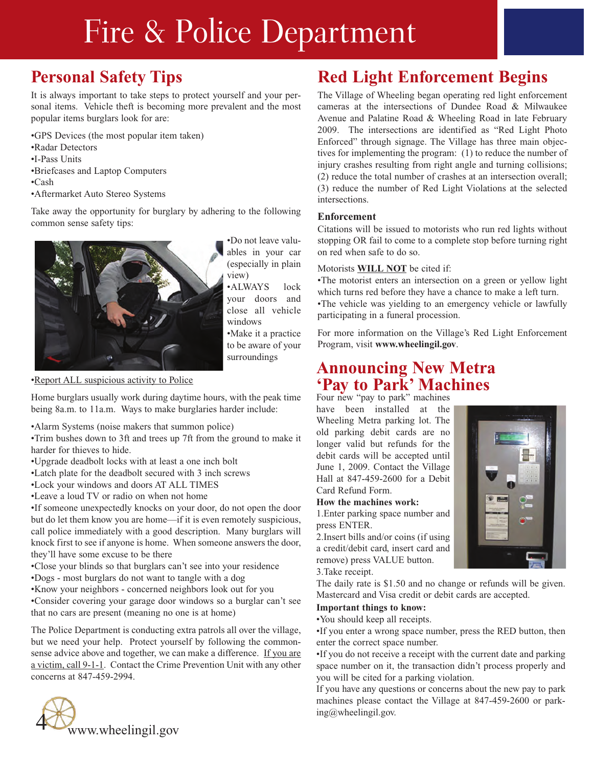# Fire & Police Department

## Personal Safety Tips

It is always important to take steps to protect yourself and your personal items. Vehicle theft is becoming more prevalent and the most popular items burglars look for are:

- GPS Devices (the most popular item taken)
- Radar Detectors
- I-Pass Units
- Briefcases and Laptop Computers
- Cash
- Aftermarket Auto Stereo Systems

Take away the opportunity for burglary by adhering to the following common sense safety tips:

- Do not leave valuables in your car (especially in plain view)
- ALWAYS lock your doors and close all vehicle windows
- Make it a practice to be aware of your surroundings
- Report ALL suspicious activity to Police

Home burglars usually work during daytime hours, with the peak time being 8a.m. to 11a.m. Ways to make burglaries harder include:

- Alarm Systems (noise makers that summon police)
- Trim bushes down to 3ft and trees up 7ft from the ground to make it harder for thieves to hide.
- Upgrade deadbolt locks with at least a one inch bolt
- Latch plate for the deadbolt secured with 3 inch screws
- Lock your windows and doors AT ALL TIMES
- Leave a loud TV or radio on when not home
- If someone unexpectedly knocks on your door, do not open the door but do let them know you are home—if it is even remotely suspicious, call police immediately with a good description. Many burglars will knock first to see if anyone is home. When someone answers the door, they'll have some excuse to be there
- Close your blinds so that burglars can't see into your residence
- Dogs - most burglars do not want to tangle with a dog
- Know your neighbors - concerned neighbors look out for you
- Consider covering your garage door windows so a burglar can't see that no cars are present (meaning no one is at home)

The Police Department is conducting extra patrols all over the village, but we need your help. Protect yourself by following the common-sense advice above and together, we can make a difference. If you are a victim, call 9-1-1. Contact the Crime Prevention Unit with any other concerns at 847-459-2994.

## Red Light Enforcement Begins

The Village of Wheeling began operating red light enforcement cameras at the intersections of Dundee Road & Milwaukee Avenue and Palatine Road & Wheeling Road in late February 2009. The intersections are identified as "Red Light Photo Enforced" through signage. The Village has three main objectives for implementing the program: (1) to reduce the number of injury crashes resulting from right angle and turning collisions; (2) reduce the total number of crashes at an intersection overall; (3) reduce the number of Red Light Violations at the selected intersections.

### Enforcement

Citations will be issued to motorists who run red lights without stopping OR fail to come to a complete stop before turning right on red when safe to do so.

Motorists **WILL NOT** be cited if:

- The motorist enters an intersection on a green or yellow light which turns red before they have a chance to make a left turn.
- The vehicle was yielding to an emergency vehicle or lawfully participating in a funeral procession.

For more information on the Village's Red Light Enforcement Program, visit **www.wheelingil.gov**.

## Announcing New Metra 'Pay to Park' Machines

Four new "pay to park" machines have been installed at the Wheeling Metra parking lot. The old parking debit cards are no longer valid but refunds for the debit cards will be accepted until June 1, 2009. Contact the Village Hall at 847-459-2600 for a Debit Card Refund Form.

**How the machines work:**

1. Enter parking space number and press ENTER.
2. Insert bills and/or coins (if using a credit/debit card, insert card and remove) press VALUE button.
3. Take receipt.

The daily rate is $1.50 and no change or refunds will be given. Mastercard and Visa credit or debit cards are accepted.

**Important things to know:**

- You should keep all receipts.
- If you enter a wrong space number, press the RED button, then enter the correct space number.
- If you do not receive a receipt with the current date and parking space number on it, the transaction didn't process properly and you will be cited for a parking violation.

If you have any questions or concerns about the new pay to park machines please contact the Village at 847-459-2600 or parking@wheelingil.gov.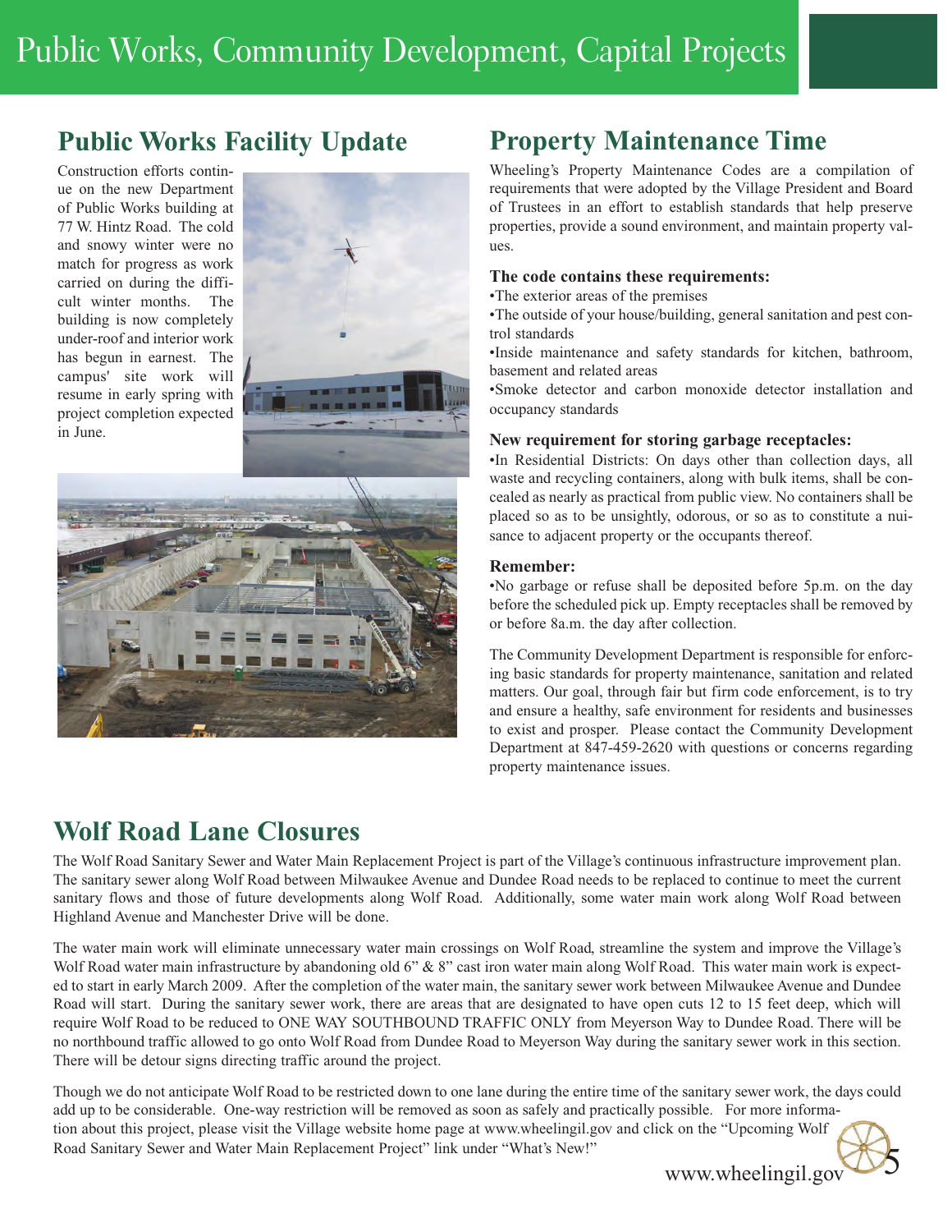# Public Works, Community Development, Capital Projects

## Public Works Facility Update

Construction efforts continue on the new Department of Public Works building at 77 W. Hintz Road. The cold and snowy winter were no match for progress as work carried on during the difficult winter months. The building is now completely under-roof and interior work has begun in earnest. The campus' site work will resume in early spring with project completion expected in June.

## Property Maintenance Time

Wheeling's Property Maintenance Codes are a compilation of requirements that were adopted by the Village President and Board of Trustees in an effort to establish standards that help preserve properties, provide a sound environment, and maintain property values.

**The code contains these requirements:**

- The exterior areas of the premises
- The outside of your house/building, general sanitation and pest control standards
- Inside maintenance and safety standards for kitchen, bathroom, basement and related areas
- Smoke detector and carbon monoxide detector installation and occupancy standards

**New requirement for storing garbage receptacles:**

- In Residential Districts: On days other than collection days, all waste and recycling containers, along with bulk items, shall be concealed as nearly as practical from public view. No containers shall be placed so as to be unsightly, odorous, or so as to constitute a nuisance to adjacent property or the occupants thereof.

**Remember:**

- No garbage or refuse shall be deposited before 5p.m. on the day before the scheduled pick up. Empty receptacles shall be removed by or before 8a.m. the day after collection.

The Community Development Department is responsible for enforcing basic standards for property maintenance, sanitation and related matters. Our goal, through fair but firm code enforcement, is to try and ensure a healthy, safe environment for residents and businesses to exist and prosper. Please contact the Community Development Department at 847-459-2620 with questions or concerns regarding property maintenance issues.

## Wolf Road Lane Closures

The Wolf Road Sanitary Sewer and Water Main Replacement Project is part of the Village's continuous infrastructure improvement plan. The sanitary sewer along Wolf Road between Milwaukee Avenue and Dundee Road needs to be replaced to continue to meet the current sanitary flows and those of future developments along Wolf Road. Additionally, some water main work along Wolf Road between Highland Avenue and Manchester Drive will be done.

The water main work will eliminate unnecessary water main crossings on Wolf Road, streamline the system and improve the Village's Wolf Road water main infrastructure by abandoning old 6" & 8" cast iron water main along Wolf Road. This water main work is expected to start in early March 2009. After the completion of the water main, the sanitary sewer work between Milwaukee Avenue and Dundee Road will start. During the sanitary sewer work, there are areas that are designated to have open cuts 12 to 15 feet deep, which will require Wolf Road to be reduced to ONE WAY SOUTHBOUND TRAFFIC ONLY from Meyerson Way to Dundee Road. There will be no northbound traffic allowed to go onto Wolf Road from Dundee Road to Meyerson Way during the sanitary sewer work in this section. There will be detour signs directing traffic around the project.

Though we do not anticipate Wolf Road to be restricted down to one lane during the entire time of the sanitary sewer work, the days could add up to be considerable. One-way restriction will be removed as soon as safely and practically possible. For more information about this project, please visit the Village website home page at www.wheelingil.gov and click on the "Upcoming Wolf Road Sanitary Sewer and Water Main Replacement Project" link under "What's New!"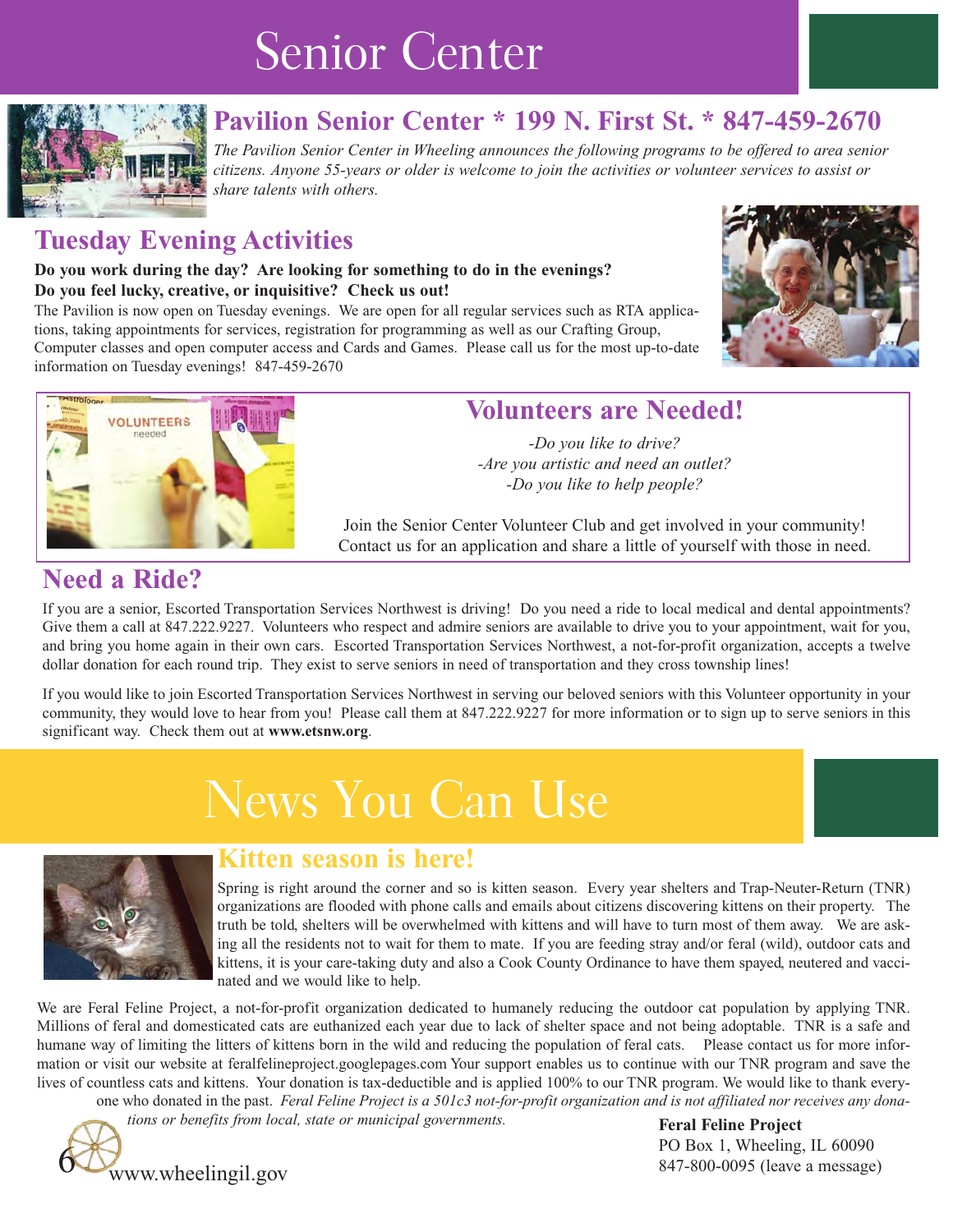# Senior Center

## Pavilion Senior Center * 199 N. First St. * 847-459-2670

*The Pavilion Senior Center in Wheeling announces the following programs to be offered to area senior citizens. Anyone 55-years or older is welcome to join the activities or volunteer services to assist or share talents with others.*

## Tuesday Evening Activities

**Do you work during the day? Are looking for something to do in the evenings? Do you feel lucky, creative, or inquisitive? Check us out!**

The Pavilion is now open on Tuesday evenings. We are open for all regular services such as RTA applications, taking appointments for services, registration for programming as well as our Crafting Group, Computer classes and open computer access and Cards and Games. Please call us for the most up-to-date information on Tuesday evenings! 847-459-2670

## Volunteers are Needed!

*-Do you like to drive?*
*-Are you artistic and need an outlet?*
*-Do you like to help people?*

Join the Senior Center Volunteer Club and get involved in your community! Contact us for an application and share a little of yourself with those in need.

## Need a Ride?

If you are a senior, Escorted Transportation Services Northwest is driving! Do you need a ride to local medical and dental appointments? Give them a call at 847.222.9227. Volunteers who respect and admire seniors are available to drive you to your appointment, wait for you, and bring you home again in their own cars. Escorted Transportation Services Northwest, a not-for-profit organization, accepts a twelve dollar donation for each round trip. They exist to serve seniors in need of transportation and they cross township lines!

If you would like to join Escorted Transportation Services Northwest in serving our beloved seniors with this Volunteer opportunity in your community, they would love to hear from you! Please call them at 847.222.9227 for more information or to sign up to serve seniors in this significant way. Check them out at **www.etsnw.org**.

# News You Can Use

## Kitten season is here!

Spring is right around the corner and so is kitten season. Every year shelters and Trap-Neuter-Return (TNR) organizations are flooded with phone calls and emails about citizens discovering kittens on their property. The truth be told, shelters will be overwhelmed with kittens and will have to turn most of them away. We are asking all the residents not to wait for them to mate. If you are feeding stray and/or feral (wild), outdoor cats and kittens, it is your care-taking duty and also a Cook County Ordinance to have them spayed, neutered and vaccinated and we would like to help.

We are Feral Feline Project, a not-for-profit organization dedicated to humanely reducing the outdoor cat population by applying TNR. Millions of feral and domesticated cats are euthanized each year due to lack of shelter space and not being adoptable. TNR is a safe and humane way of limiting the litters of kittens born in the wild and reducing the population of feral cats. Please contact us for more information or visit our website at feralfelineproject.googlepages.com Your support enables us to continue with our TNR program and save the lives of countless cats and kittens. Your donation is tax-deductible and is applied 100% to our TNR program. We would like to thank everyone who donated in the past. *Feral Feline Project is a 501c3 not-for-profit organization and is not affiliated nor receives any donations or benefits from local, state or municipal governments.*

**Feral Feline Project**
PO Box 1, Wheeling, IL 60090
847-800-0095 (leave a message)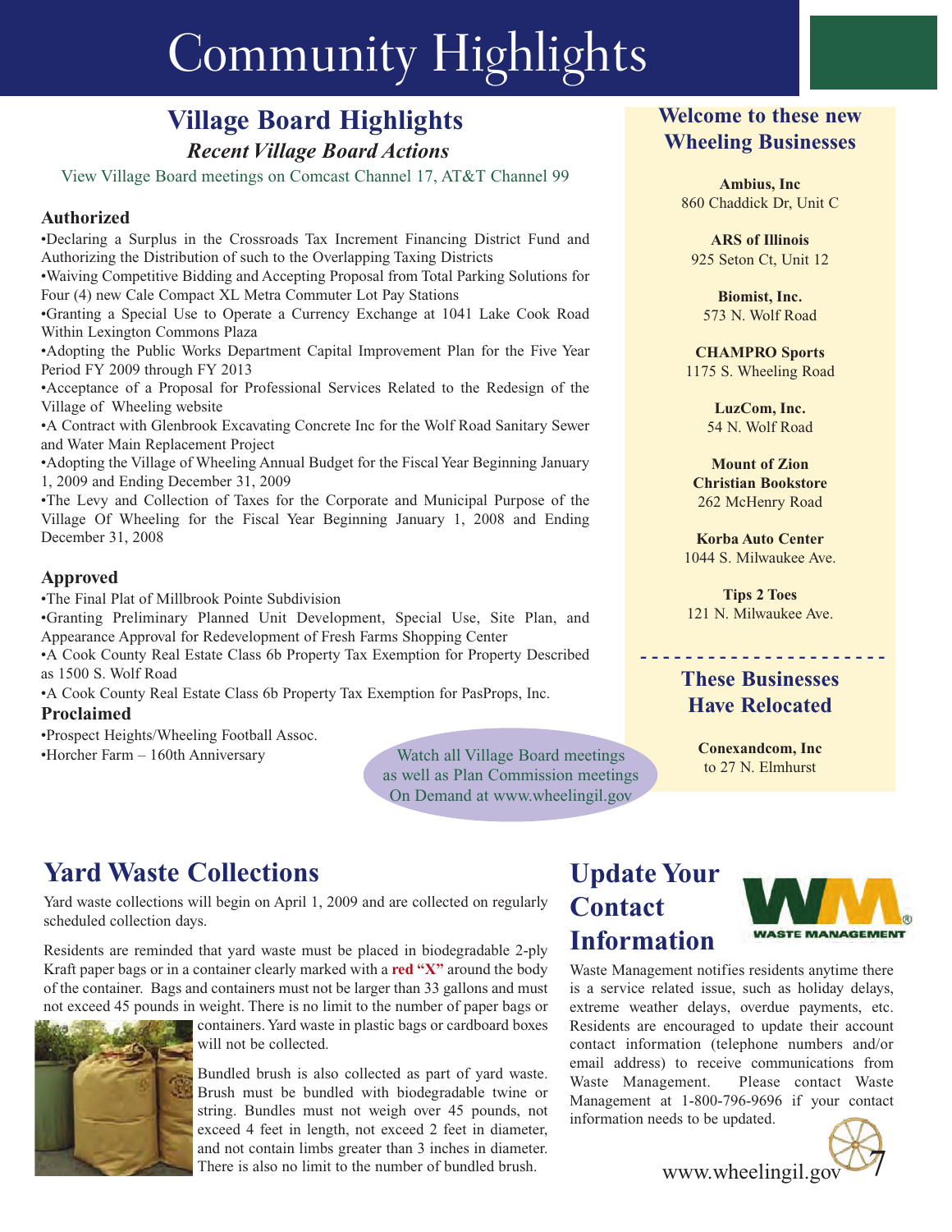# Community Highlights

## Village Board Highlights

### *Recent Village Board Actions*

View Village Board meetings on Comcast Channel 17, AT&T Channel 99

**Authorized**

- Declaring a Surplus in the Crossroads Tax Increment Financing District Fund and Authorizing the Distribution of such to the Overlapping Taxing Districts
- Waiving Competitive Bidding and Accepting Proposal from Total Parking Solutions for Four (4) new Cale Compact XL Metra Commuter Lot Pay Stations
- Granting a Special Use to Operate a Currency Exchange at 1041 Lake Cook Road Within Lexington Commons Plaza
- Adopting the Public Works Department Capital Improvement Plan for the Five Year Period FY 2009 through FY 2013
- Acceptance of a Proposal for Professional Services Related to the Redesign of the Village of Wheeling website
- A Contract with Glenbrook Excavating Concrete Inc for the Wolf Road Sanitary Sewer and Water Main Replacement Project
- Adopting the Village of Wheeling Annual Budget for the Fiscal Year Beginning January 1, 2009 and Ending December 31, 2009
- The Levy and Collection of Taxes for the Corporate and Municipal Purpose of the Village Of Wheeling for the Fiscal Year Beginning January 1, 2008 and Ending December 31, 2008

**Approved**

- The Final Plat of Millbrook Pointe Subdivision
- Granting Preliminary Planned Unit Development, Special Use, Site Plan, and Appearance Approval for Redevelopment of Fresh Farms Shopping Center
- A Cook County Real Estate Class 6b Property Tax Exemption for Property Described as 1500 S. Wolf Road
- A Cook County Real Estate Class 6b Property Tax Exemption for PasProps, Inc.

**Proclaimed**

- Prospect Heights/Wheeling Football Assoc.
- Horcher Farm – 160th Anniversary

Watch all Village Board meetings as well as Plan Commission meetings On Demand at www.wheelingil.gov

## Welcome to these new Wheeling Businesses

**Ambius, Inc**
860 Chaddick Dr, Unit C

**ARS of Illinois**
925 Seton Ct, Unit 12

**Biomist, Inc.**
573 N. Wolf Road

**CHAMPRO Sports**
1175 S. Wheeling Road

**LuzCom, Inc.**
54 N. Wolf Road

**Mount of Zion Christian Bookstore**
262 McHenry Road

**Korba Auto Center**
1044 S. Milwaukee Ave.

**Tips 2 Toes**
121 N. Milwaukee Ave.

## These Businesses Have Relocated

**Conexandcom, Inc**
to 27 N. Elmhurst

## Yard Waste Collections

Yard waste collections will begin on April 1, 2009 and are collected on regularly scheduled collection days.

Residents are reminded that yard waste must be placed in biodegradable 2-ply Kraft paper bags or in a container clearly marked with a **red "X"** around the body of the container. Bags and containers must not be larger than 33 gallons and must not exceed 45 pounds in weight. There is no limit to the number of paper bags or containers. Yard waste in plastic bags or cardboard boxes will not be collected.

Bundled brush is also collected as part of yard waste. Brush must be bundled with biodegradable twine or string. Bundles must not weigh over 45 pounds, not exceed 4 feet in length, not exceed 2 feet in diameter, and not contain limbs greater than 3 inches in diameter. There is also no limit to the number of bundled brush.

## Update Your Contact Information

WASTE MANAGEMENT

Waste Management notifies residents anytime there is a service related issue, such as holiday delays, extreme weather delays, overdue payments, etc. Residents are encouraged to update their account contact information (telephone numbers and/or email address) to receive communications from Waste Management. Please contact Waste Management at 1-800-796-9696 if your contact information needs to be updated.

www.wheelingil.gov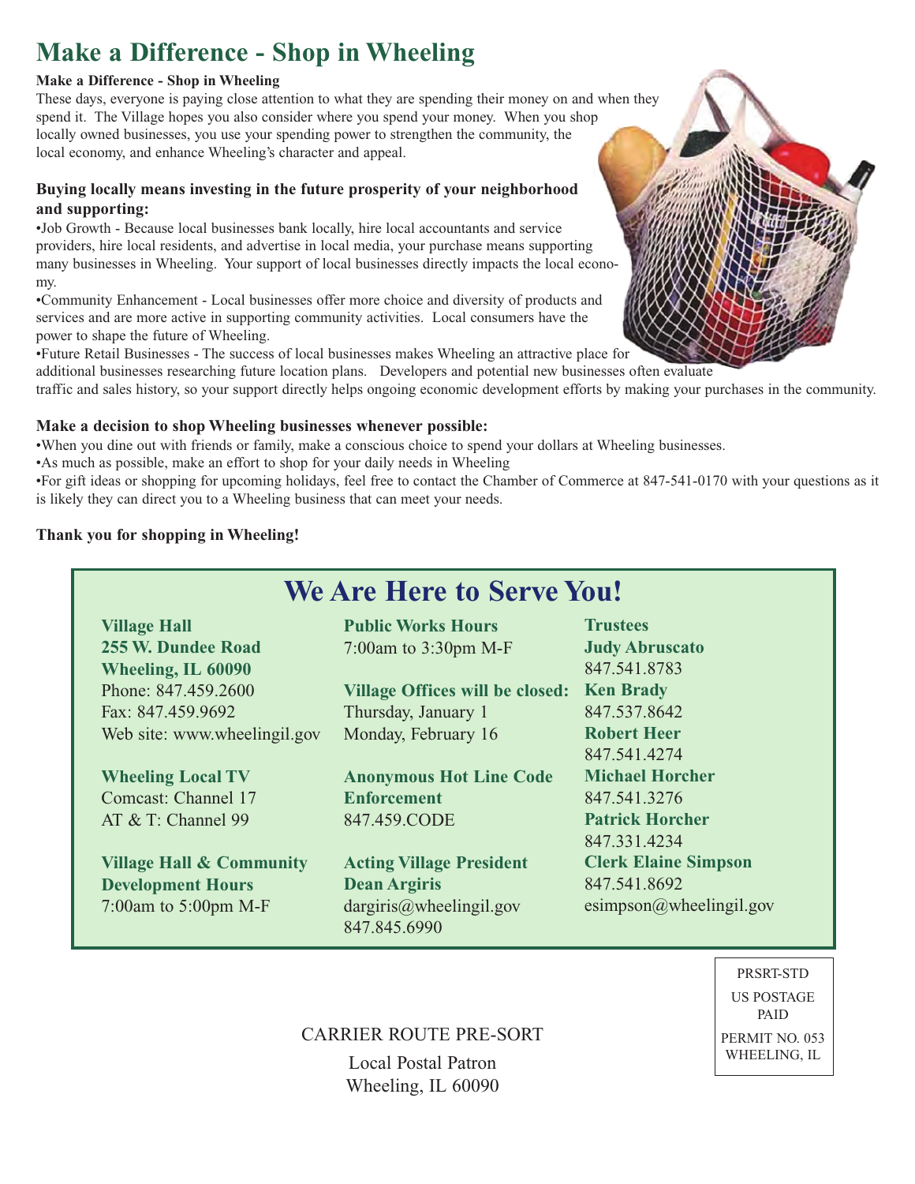# Make a Difference - Shop in Wheeling

**Make a Difference - Shop in Wheeling**

These days, everyone is paying close attention to what they are spending their money on and when they spend it. The Village hopes you also consider where you spend your money. When you shop locally owned businesses, you use your spending power to strengthen the community, the local economy, and enhance Wheeling's character and appeal.

**Buying locally means investing in the future prosperity of your neighborhood and supporting:**

•Job Growth - Because local businesses bank locally, hire local accountants and service providers, hire local residents, and advertise in local media, your purchase means supporting many businesses in Wheeling. Your support of local businesses directly impacts the local economy.

•Community Enhancement - Local businesses offer more choice and diversity of products and services and are more active in supporting community activities. Local consumers have the power to shape the future of Wheeling.

•Future Retail Businesses - The success of local businesses makes Wheeling an attractive place for additional businesses researching future location plans. Developers and potential new businesses often evaluate traffic and sales history, so your support directly helps ongoing economic development efforts by making your purchases in the community.

**Make a decision to shop Wheeling businesses whenever possible:**

•When you dine out with friends or family, make a conscious choice to spend your dollars at Wheeling businesses.

•As much as possible, make an effort to shop for your daily needs in Wheeling

•For gift ideas or shopping for upcoming holidays, feel free to contact the Chamber of Commerce at 847-541-0170 with your questions as it is likely they can direct you to a Wheeling business that can meet your needs.

**Thank you for shopping in Wheeling!**

## We Are Here to Serve You!

**Village Hall**
**255 W. Dundee Road**
**Wheeling, IL 60090**
Phone: 847.459.2600
Fax: 847.459.9692
Web site: www.wheelingil.gov

**Wheeling Local TV**
Comcast: Channel 17
AT & T: Channel 99

**Village Hall & Community Development Hours**
7:00am to 5:00pm M-F

**Public Works Hours**
7:00am to 3:30pm M-F

**Village Offices will be closed:**
Thursday, January 1
Monday, February 16

**Anonymous Hot Line Code Enforcement**
847.459.CODE

**Acting Village President**
**Dean Argiris**
dargiris@wheelingil.gov
847.845.6990

**Trustees**
**Judy Abruscato**
847.541.8783
**Ken Brady**
847.537.8642
**Robert Heer**
847.541.4274
**Michael Horcher**
847.541.3276
**Patrick Horcher**
847.331.4234
**Clerk Elaine Simpson**
847.541.8692
esimpson@wheelingil.gov

PRSRT-STD
US POSTAGE
PAID
PERMIT NO. 053
WHEELING, IL

CARRIER ROUTE PRE-SORT

Local Postal Patron
Wheeling, IL 60090